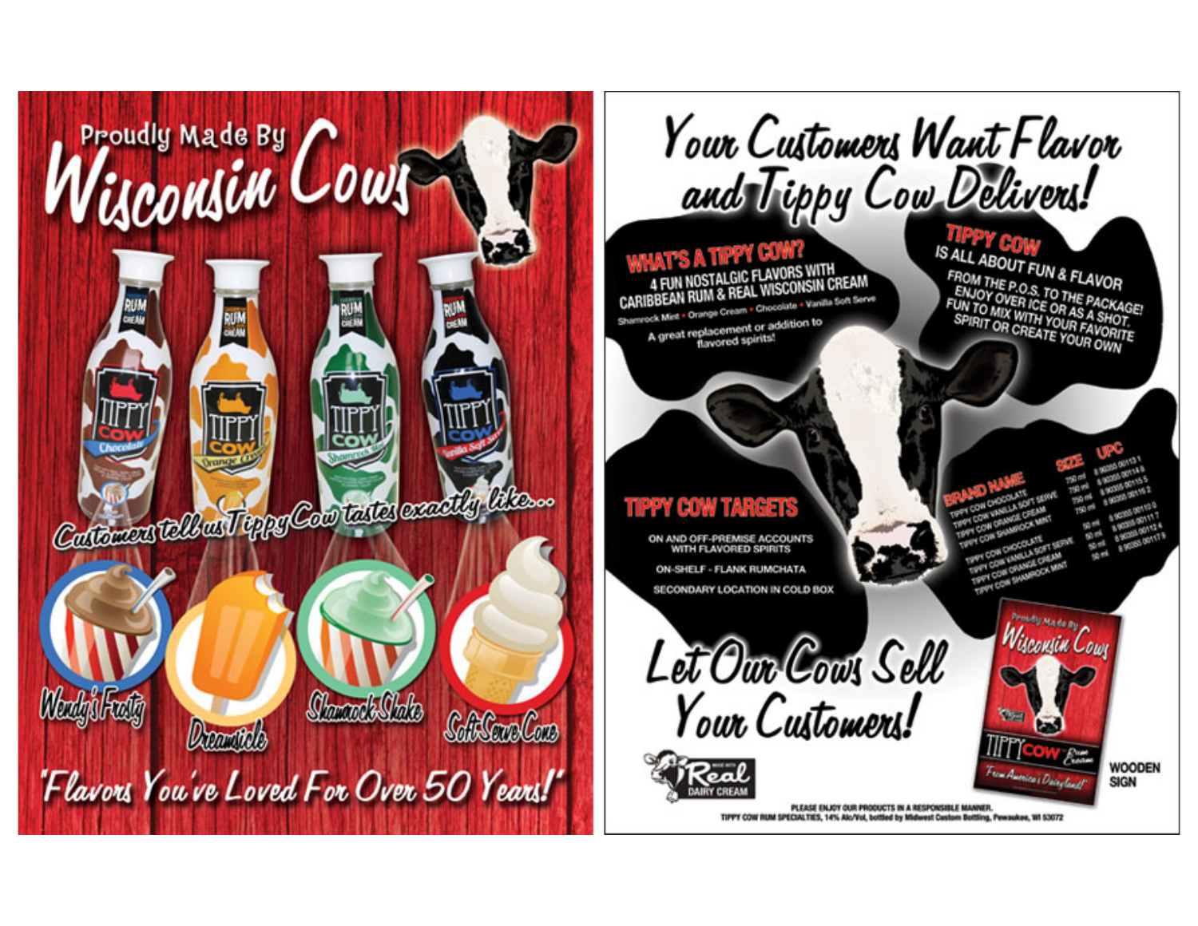# Proudly Made By Wisconsin Cows

Customers tell us Tippy Cow tastes exactly like...

- Wendy's Frosty
- Dreamsicle
- Shamrock Shake
- Soft Serve Cone

"Flavors You've Loved For Over 50 Years!"

# Your Customers Want Flavor and Tippy Cow Delivers!

## WHAT'S A TIPPY COW?

4 FUN NOSTALGIC FLAVORS WITH CARIBBEAN RUM & REAL WISCONSIN CREAM

Shamrock Mint • Orange Cream • Chocolate • Vanilla Soft Serve

A great replacement or addition to flavored spirits!

## TIPPY COW IS ALL ABOUT FUN & FLAVOR

FROM THE P.O.S. TO THE PACKAGE! ENJOY OVER ICE OR AS A SHOT. FUN TO MIX WITH YOUR FAVORITE SPIRIT OR CREATE YOUR OWN

## TIPPY COW TARGETS

ON AND OFF-PREMISE ACCOUNTS WITH FLAVORED SPIRITS

ON-SHELF - FLANK RUMCHATA

SECONDARY LOCATION IN COLD BOX

| BRAND NAME | SIZE | UPC |
|---|---|---|
| TIPPY COW CHOCOLATE | 750 ml | 8 90355 00113 1 |
| TIPPY COW VANILLA SOFT SERVE | 750 ml | 8 90355 00114 8 |
| TIPPY COW ORANGE CREAM | 750 ml | 8 90355 00115 5 |
| TIPPY COW SHAMROCK MINT | 750 ml | 8 90355 00116 2 |
| TIPPY COW CHOCOLATE | 50 ml | 8 90355 00110 0 |
| TIPPY COW VANILLA SOFT SERVE | 50 ml | 8 90355 00111 7 |
| TIPPY COW ORANGE CREAM | 50 ml | 8 90355 00112 4 |
| TIPPY COW SHAMROCK MINT | 50 ml | 8 90355 00117 9 |

# Let Our Cows Sell Your Customers!

MADE WITH Real DAIRY CREAM

WOODEN SIGN

PLEASE ENJOY OUR PRODUCTS IN A RESPONSIBLE MANNER.
TIPPY COW RUM SPECIALTIES, 14% Alc/Vol, bottled by Midwest Custom Bottling, Pewaukee, WI 53072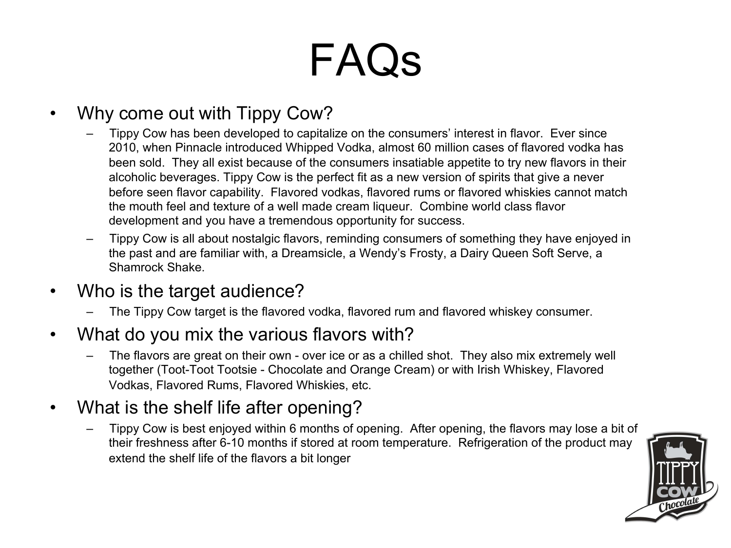# FAQs

- Why come out with Tippy Cow?
  - Tippy Cow has been developed to capitalize on the consumers' interest in flavor. Ever since 2010, when Pinnacle introduced Whipped Vodka, almost 60 million cases of flavored vodka has been sold. They all exist because of the consumers insatiable appetite to try new flavors in their alcoholic beverages. Tippy Cow is the perfect fit as a new version of spirits that give a never before seen flavor capability. Flavored vodkas, flavored rums or flavored whiskies cannot match the mouth feel and texture of a well made cream liqueur. Combine world class flavor development and you have a tremendous opportunity for success.
  - Tippy Cow is all about nostalgic flavors, reminding consumers of something they have enjoyed in the past and are familiar with, a Dreamsicle, a Wendy's Frosty, a Dairy Queen Soft Serve, a Shamrock Shake.
- Who is the target audience?
  - The Tippy Cow target is the flavored vodka, flavored rum and flavored whiskey consumer.
- What do you mix the various flavors with?
  - The flavors are great on their own - over ice or as a chilled shot. They also mix extremely well together (Toot-Toot Tootsie - Chocolate and Orange Cream) or with Irish Whiskey, Flavored Vodkas, Flavored Rums, Flavored Whiskies, etc.
- What is the shelf life after opening?
  - Tippy Cow is best enjoyed within 6 months of opening. After opening, the flavors may lose a bit of their freshness after 6-10 months if stored at room temperature. Refrigeration of the product may extend the shelf life of the flavors a bit longer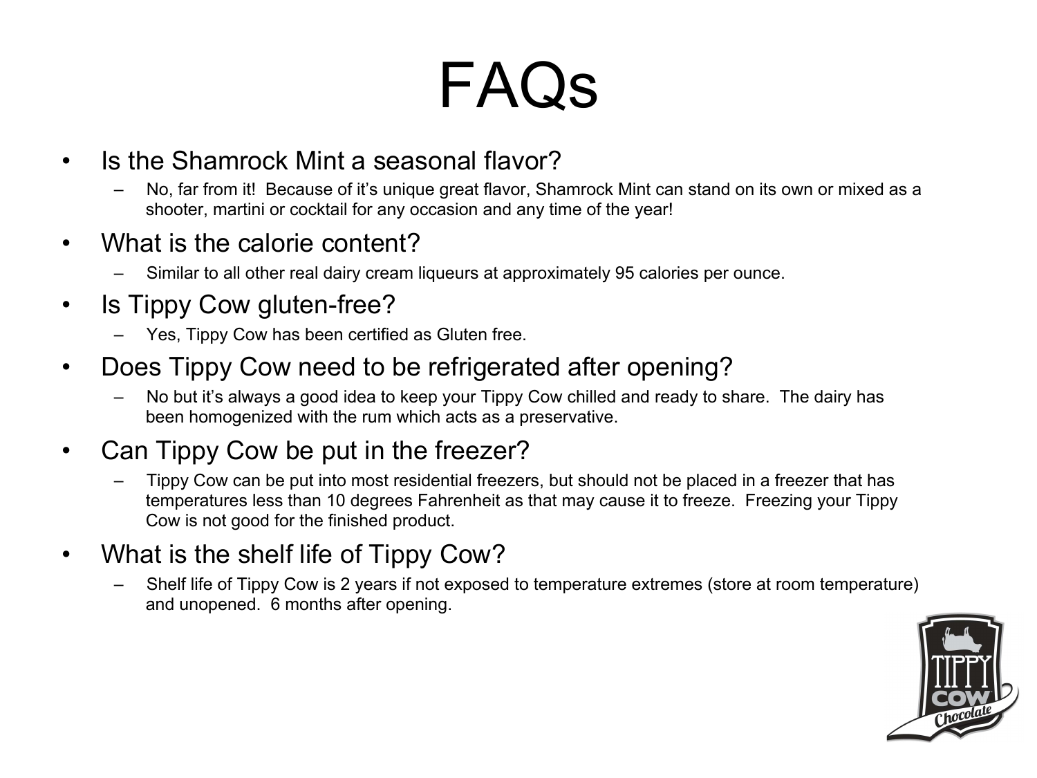# FAQs

- Is the Shamrock Mint a seasonal flavor?
  - No, far from it!  Because of it's unique great flavor, Shamrock Mint can stand on its own or mixed as a shooter, martini or cocktail for any occasion and any time of the year!
- What is the calorie content?
  - Similar to all other real dairy cream liqueurs at approximately 95 calories per ounce.
- Is Tippy Cow gluten-free?
  - Yes, Tippy Cow has been certified as Gluten free.
- Does Tippy Cow need to be refrigerated after opening?
  - No but it's always a good idea to keep your Tippy Cow chilled and ready to share.  The dairy has been homogenized with the rum which acts as a preservative.
- Can Tippy Cow be put in the freezer?
  - Tippy Cow can be put into most residential freezers, but should not be placed in a freezer that has temperatures less than 10 degrees Fahrenheit as that may cause it to freeze.  Freezing your Tippy Cow is not good for the finished product.
- What is the shelf life of Tippy Cow?
  - Shelf life of Tippy Cow is 2 years if not exposed to temperature extremes (store at room temperature) and unopened.  6 months after opening.